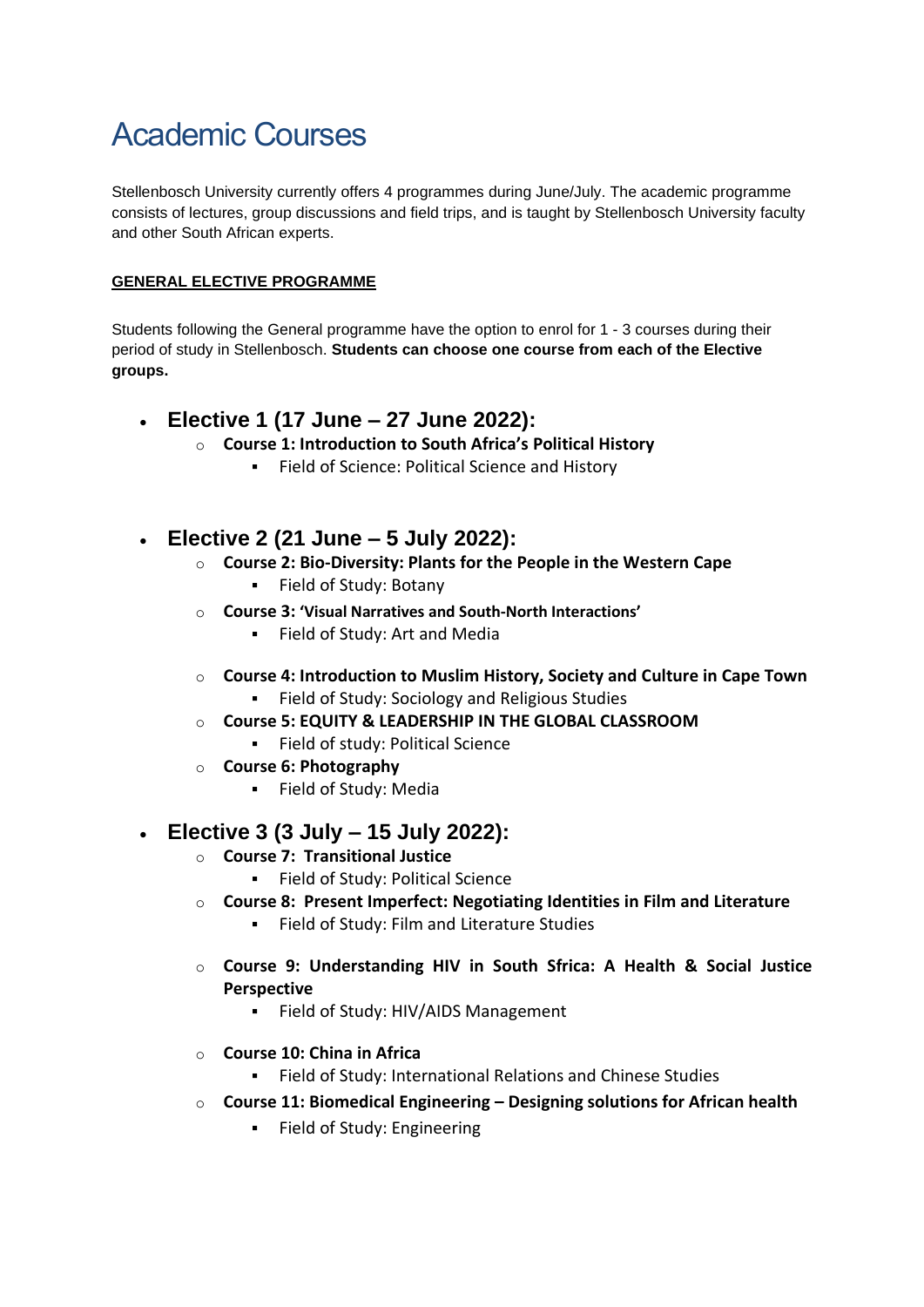# Academic Courses

Stellenbosch University currently offers 4 programmes during June/July. The academic programme consists of lectures, group discussions and field trips, and is taught by Stellenbosch University faculty and other South African experts.

**GENERAL ELECTIVE PROGRAMME**

Students following the General programme have the option to enrol for 1 - 3 courses during their period of study in Stellenbosch. **Students can choose one course from each of the Elective groups.**

- **Elective 1 (17 June – 27 June 2022):**
  - **Course 1: Introduction to South Africa's Political History**
    - Field of Science: Political Science and History

- **Elective 2 (21 June – 5 July 2022):**
  - **Course 2: Bio-Diversity: Plants for the People in the Western Cape**
    - Field of Study: Botany
  - **Course 3: 'Visual Narratives and South-North Interactions'**
    - Field of Study: Art and Media
  - **Course 4: Introduction to Muslim History, Society and Culture in Cape Town**
    - Field of Study: Sociology and Religious Studies
  - **Course 5: EQUITY & LEADERSHIP IN THE GLOBAL CLASSROOM**
    - Field of study: Political Science
  - **Course 6: Photography**
    - Field of Study: Media

- **Elective 3 (3 July – 15 July 2022):**
  - **Course 7: Transitional Justice**
    - Field of Study: Political Science
  - **Course 8: Present Imperfect: Negotiating Identities in Film and Literature**
    - Field of Study: Film and Literature Studies
  - **Course 9: Understanding HIV in South Sfrica: A Health & Social Justice Perspective**
    - Field of Study: HIV/AIDS Management
  - **Course 10: China in Africa**
    - Field of Study: International Relations and Chinese Studies
  - **Course 11: Biomedical Engineering – Designing solutions for African health**
    - Field of Study: Engineering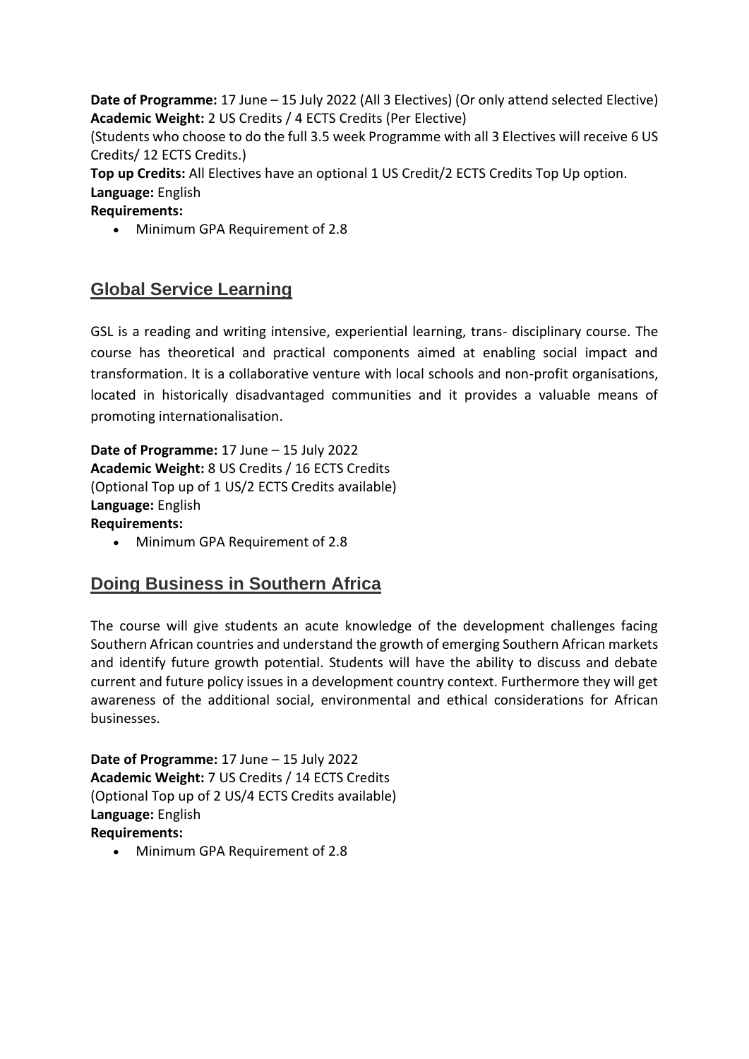**Date of Programme:** 17 June – 15 July 2022 (All 3 Electives) (Or only attend selected Elective)
**Academic Weight:** 2 US Credits / 4 ECTS Credits (Per Elective)
(Students who choose to do the full 3.5 week Programme with all 3 Electives will receive 6 US Credits/ 12 ECTS Credits.)
**Top up Credits:** All Electives have an optional 1 US Credit/2 ECTS Credits Top Up option.
**Language:** English
**Requirements:**

- Minimum GPA Requirement of 2.8

## Global Service Learning

GSL is a reading and writing intensive, experiential learning, trans- disciplinary course. The course has theoretical and practical components aimed at enabling social impact and transformation. It is a collaborative venture with local schools and non-profit organisations, located in historically disadvantaged communities and it provides a valuable means of promoting internationalisation.

**Date of Programme:** 17 June – 15 July 2022
**Academic Weight:** 8 US Credits / 16 ECTS Credits
(Optional Top up of 1 US/2 ECTS Credits available)
**Language:** English
**Requirements:**

- Minimum GPA Requirement of 2.8

## Doing Business in Southern Africa

The course will give students an acute knowledge of the development challenges facing Southern African countries and understand the growth of emerging Southern African markets and identify future growth potential. Students will have the ability to discuss and debate current and future policy issues in a development country context. Furthermore they will get awareness of the additional social, environmental and ethical considerations for African businesses.

**Date of Programme:** 17 June – 15 July 2022
**Academic Weight:** 7 US Credits / 14 ECTS Credits
(Optional Top up of 2 US/4 ECTS Credits available)
**Language:** English
**Requirements:**

- Minimum GPA Requirement of 2.8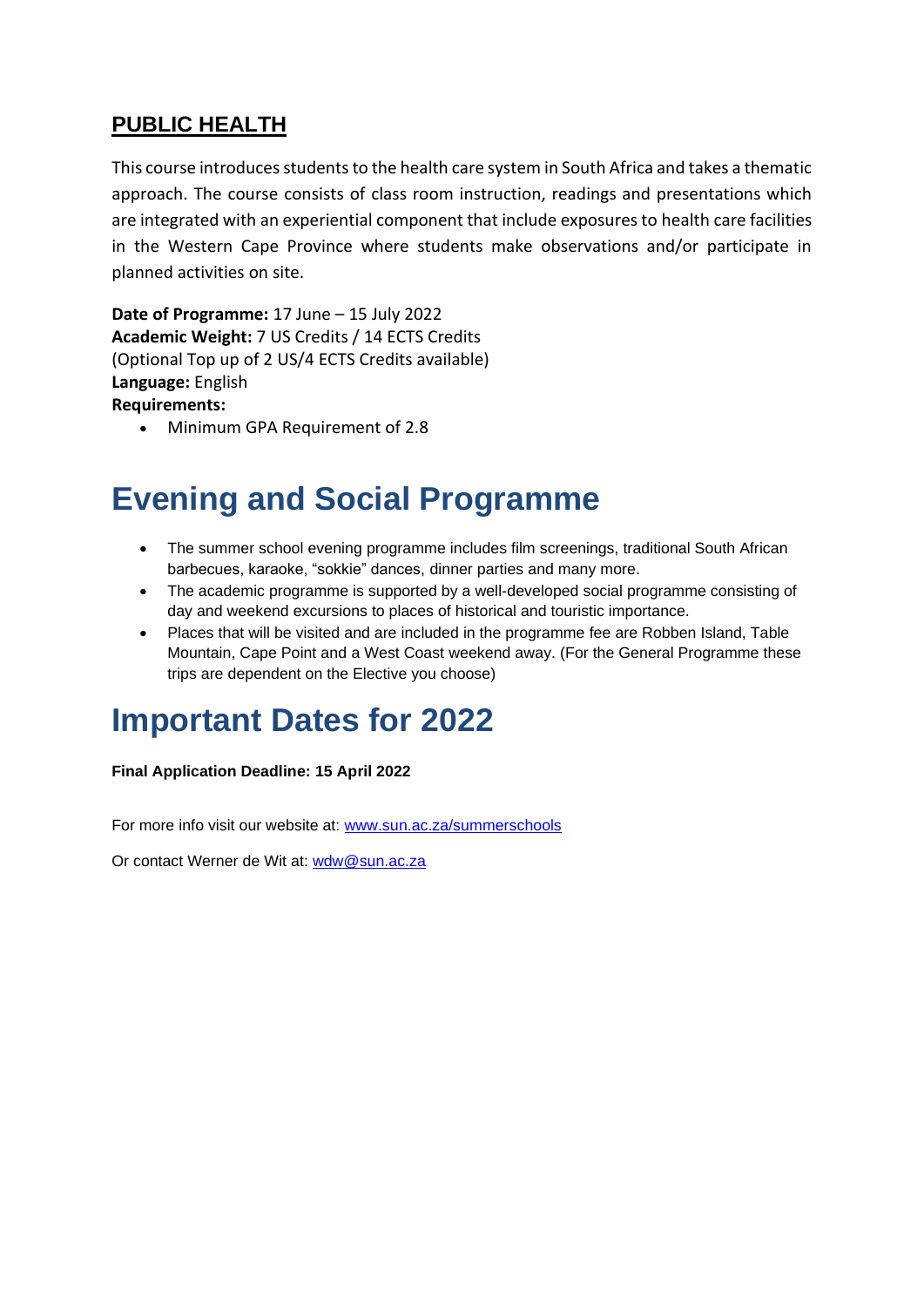## PUBLIC HEALTH

This course introduces students to the health care system in South Africa and takes a thematic approach. The course consists of class room instruction, readings and presentations which are integrated with an experiential component that include exposures to health care facilities in the Western Cape Province where students make observations and/or participate in planned activities on site.

**Date of Programme:** 17 June – 15 July 2022
**Academic Weight:** 7 US Credits / 14 ECTS Credits
(Optional Top up of 2 US/4 ECTS Credits available)
**Language:** English
**Requirements:**

- Minimum GPA Requirement of 2.8

# Evening and Social Programme

- The summer school evening programme includes film screenings, traditional South African barbecues, karaoke, "sokkie" dances, dinner parties and many more.
- The academic programme is supported by a well-developed social programme consisting of day and weekend excursions to places of historical and touristic importance.
- Places that will be visited and are included in the programme fee are Robben Island, Table Mountain, Cape Point and a West Coast weekend away. (For the General Programme these trips are dependent on the Elective you choose)

# Important Dates for 2022

**Final Application Deadline: 15 April 2022**

For more info visit our website at: www.sun.ac.za/summerschools

Or contact Werner de Wit at: wdw@sun.ac.za